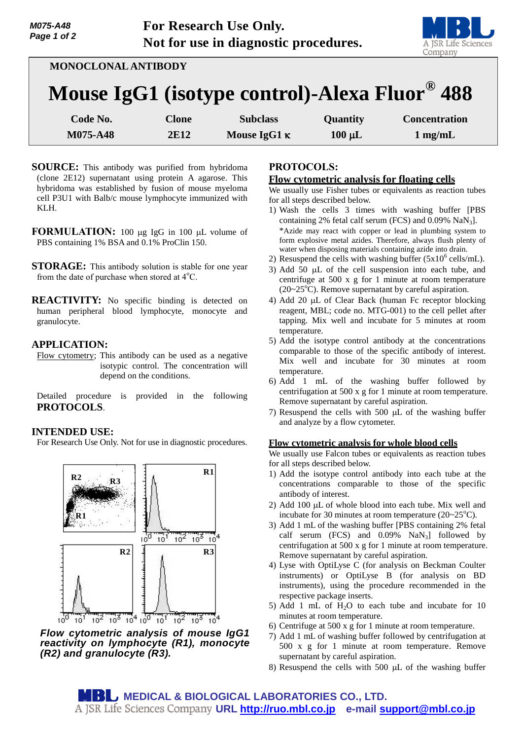**For Research Use Only.**
**Not for use in diagnostic procedures.**

MONOCLONAL ANTIBODY

# Mouse IgG1 (isotype control)-Alexa Fluor® 488

| Code No. | Clone | Subclass | Quantity | Concentration |
|---|---|---|---|---|
| M075-A48 | 2E12 | Mouse IgG1 κ | 100 μL | 1 mg/mL |

**SOURCE:** This antibody was purified from hybridoma (clone 2E12) supernatant using protein A agarose. This hybridoma was established by fusion of mouse myeloma cell P3U1 with Balb/c mouse lymphocyte immunized with KLH.

**FORMULATION:** 100 μg IgG in 100 μL volume of PBS containing 1% BSA and 0.1% ProClin 150.

**STORAGE:** This antibody solution is stable for one year from the date of purchase when stored at 4°C.

**REACTIVITY:** No specific binding is detected on human peripheral blood lymphocyte, monocyte and granulocyte.

**APPLICATION:**

Flow cytometry; This antibody can be used as a negative isotypic control. The concentration will depend on the conditions.

Detailed procedure is provided in the following **PROTOCOLS**.

**INTENDED USE:**

For Research Use Only. Not for use in diagnostic procedures.

*Flow cytometric analysis of mouse IgG1 reactivity on lymphocyte (R1), monocyte (R2) and granulocyte (R3).*

**PROTOCOLS:**

**Flow cytometric analysis for floating cells**

We usually use Fisher tubes or equivalents as reaction tubes for all steps described below.

1) Wash the cells 3 times with washing buffer [PBS containing 2% fetal calf serum (FCS) and 0.09% $NaN_3$].
   *Azide may react with copper or lead in plumbing system to form explosive metal azides. Therefore, always flush plenty of water when disposing materials containing azide into drain.
2) Resuspend the cells with washing buffer ($5x10^6$ cells/mL).
3) Add 50 μL of the cell suspension into each tube, and centrifuge at 500 x g for 1 minute at room temperature (20~25°C). Remove supernatant by careful aspiration.
4) Add 20 μL of Clear Back (human Fc receptor blocking reagent, MBL; code no. MTG-001) to the cell pellet after tapping. Mix well and incubate for 5 minutes at room temperature.
5) Add the isotype control antibody at the concentrations comparable to those of the specific antibody of interest. Mix well and incubate for 30 minutes at room temperature.
6) Add 1 mL of the washing buffer followed by centrifugation at 500 x g for 1 minute at room temperature. Remove supernatant by careful aspiration.
7) Resuspend the cells with 500 μL of the washing buffer and analyze by a flow cytometer.

**Flow cytometric analysis for whole blood cells**

We usually use Falcon tubes or equivalents as reaction tubes for all steps described below.

1) Add the isotype control antibody into each tube at the concentrations comparable to those of the specific antibody of interest.
2) Add 100 μL of whole blood into each tube. Mix well and incubate for 30 minutes at room temperature (20~25°C).
3) Add 1 mL of the washing buffer [PBS containing 2% fetal calf serum (FCS) and 0.09% $NaN_3$] followed by centrifugation at 500 x g for 1 minute at room temperature. Remove supernatant by careful aspiration.
4) Lyse with OptiLyse C (for analysis on Beckman Coulter instruments) or OptiLyse B (for analysis on BD instruments), using the procedure recommended in the respective package inserts.
5) Add 1 mL of $H_2O$ to each tube and incubate for 10 minutes at room temperature.
6) Centrifuge at 500 x g for 1 minute at room temperature.
7) Add 1 mL of washing buffer followed by centrifugation at 500 x g for 1 minute at room temperature. Remove supernatant by careful aspiration.
8) Resuspend the cells with 500 μL of the washing buffer

**MEDICAL & BIOLOGICAL LABORATORIES CO., LTD.**
A JSR Life Sciences Company URL http://ruo.mbl.co.jp e-mail support@mbl.co.jp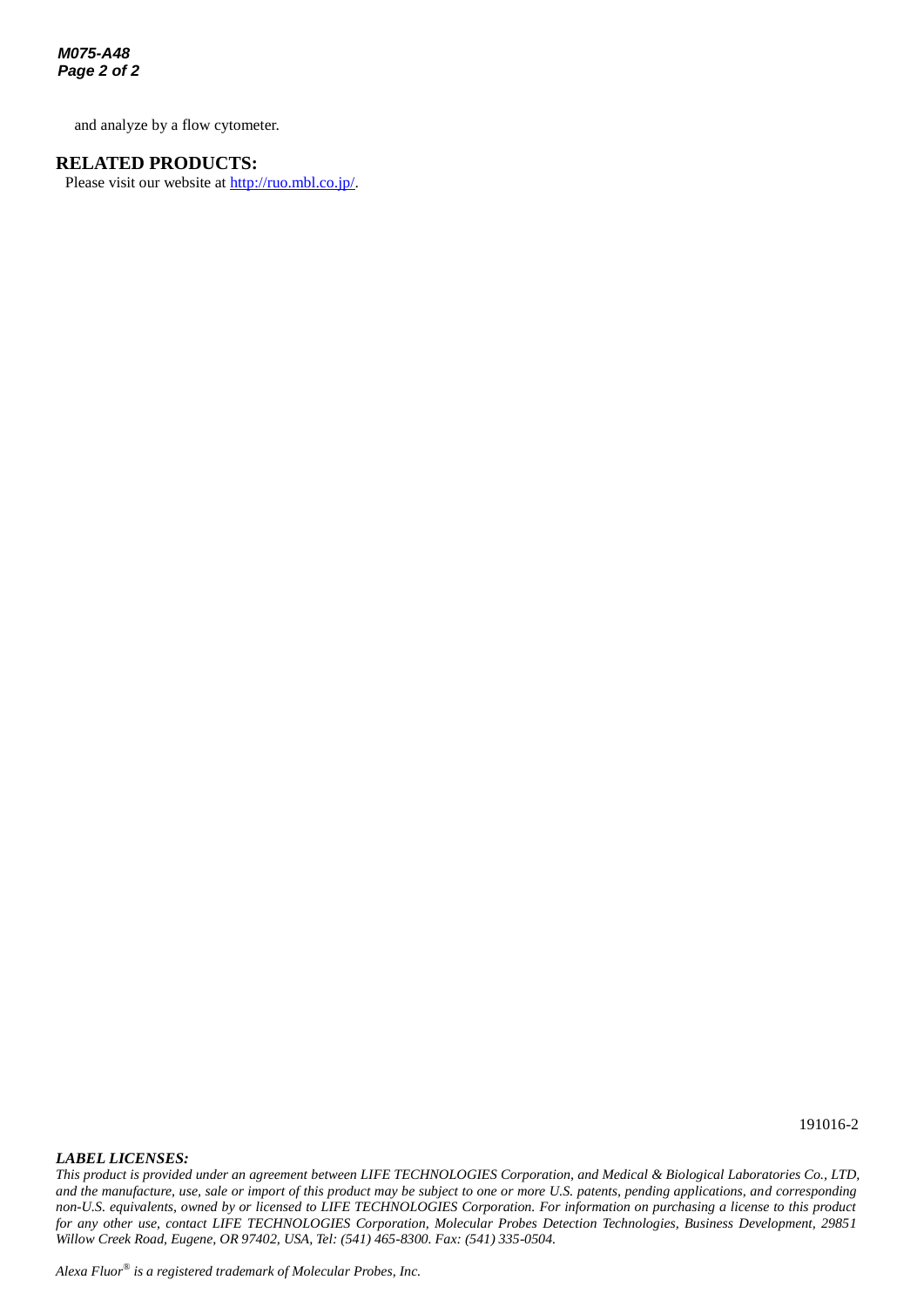and analyze by a flow cytometer.

## RELATED PRODUCTS:

Please visit our website at [http://ruo.mbl.co.jp/](http://ruo.mbl.co.jp/).

191016-2

***LABEL LICENSES:***

*This product is provided under an agreement between LIFE TECHNOLOGIES Corporation, and Medical & Biological Laboratories Co., LTD, and the manufacture, use, sale or import of this product may be subject to one or more U.S. patents, pending applications, and corresponding non-U.S. equivalents, owned by or licensed to LIFE TECHNOLOGIES Corporation. For information on purchasing a license to this product for any other use, contact LIFE TECHNOLOGIES Corporation, Molecular Probes Detection Technologies, Business Development, 29851 Willow Creek Road, Eugene, OR 97402, USA, Tel: (541) 465-8300. Fax: (541) 335-0504.*

*Alexa Fluor® is a registered trademark of Molecular Probes, Inc.*